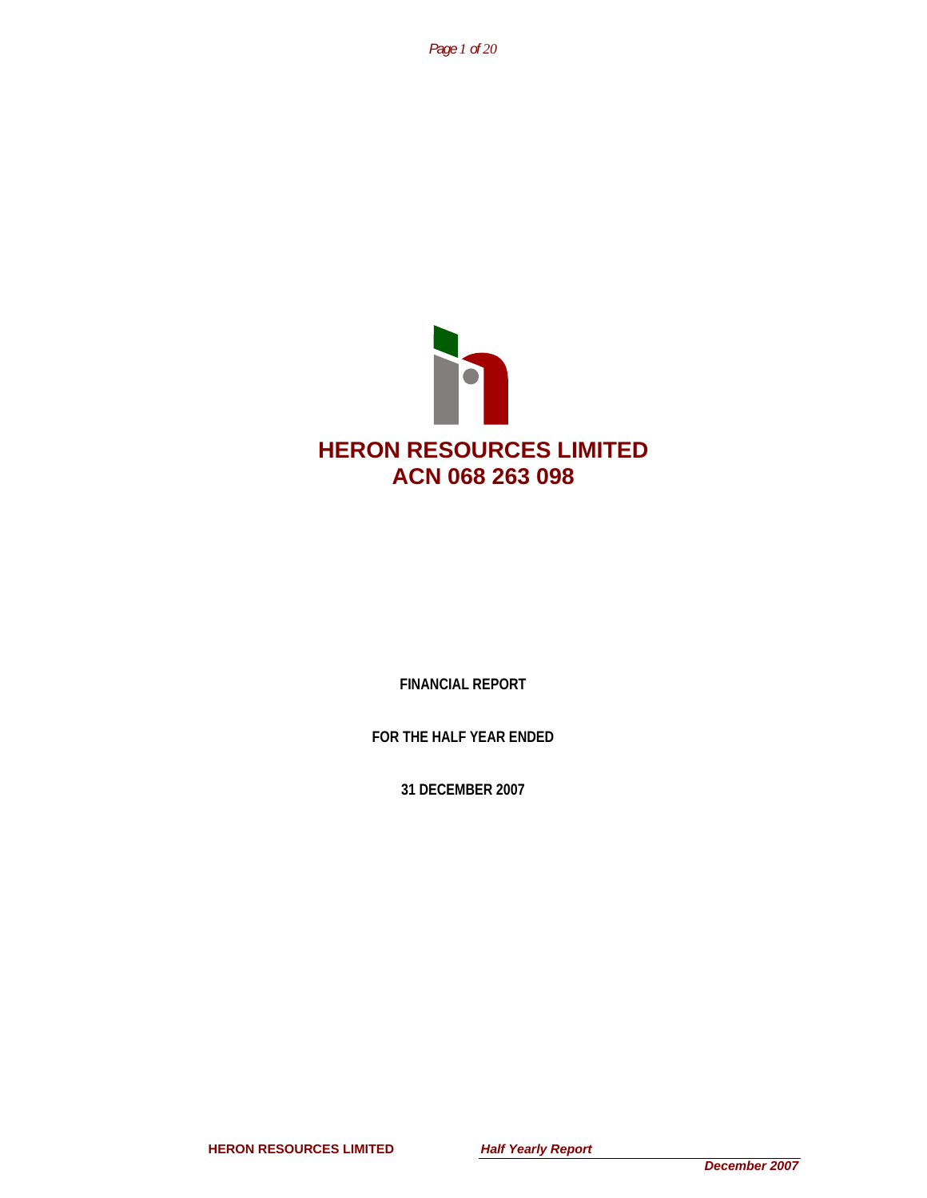# HERON RESOURCES LIMITED
# ACN 068 263 098

**FINANCIAL REPORT**

**FOR THE HALF YEAR ENDED**

**31 DECEMBER 2007**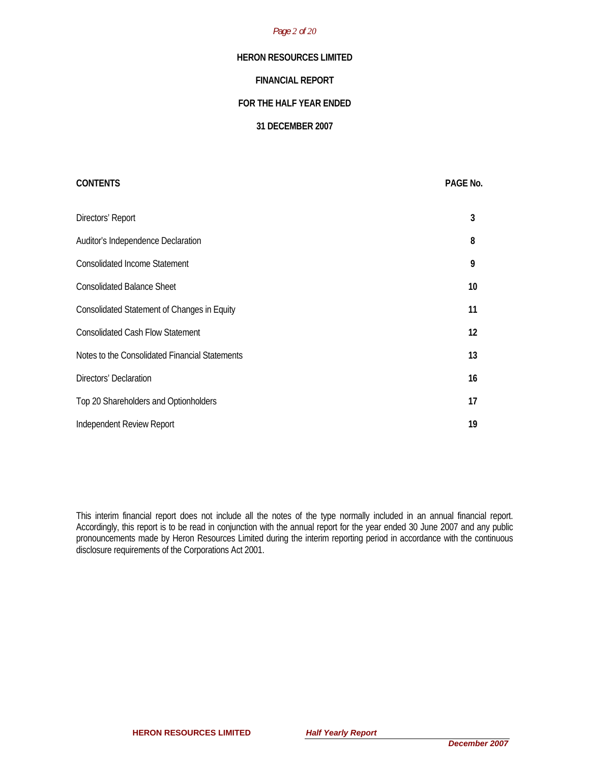**HERON RESOURCES LIMITED**

**FINANCIAL REPORT**

**FOR THE HALF YEAR ENDED**

**31 DECEMBER 2007**

| **CONTENTS** | **PAGE No.** |
| --- | --- |
| Directors' Report | **3** |
| Auditor's Independence Declaration | **8** |
| Consolidated Income Statement | **9** |
| Consolidated Balance Sheet | **10** |
| Consolidated Statement of Changes in Equity | **11** |
| Consolidated Cash Flow Statement | **12** |
| Notes to the Consolidated Financial Statements | **13** |
| Directors' Declaration | **16** |
| Top 20 Shareholders and Optionholders | **17** |
| Independent Review Report | **19** |

This interim financial report does not include all the notes of the type normally included in an annual financial report. Accordingly, this report is to be read in conjunction with the annual report for the year ended 30 June 2007 and any public pronouncements made by Heron Resources Limited during the interim reporting period in accordance with the continuous disclosure requirements of the Corporations Act 2001.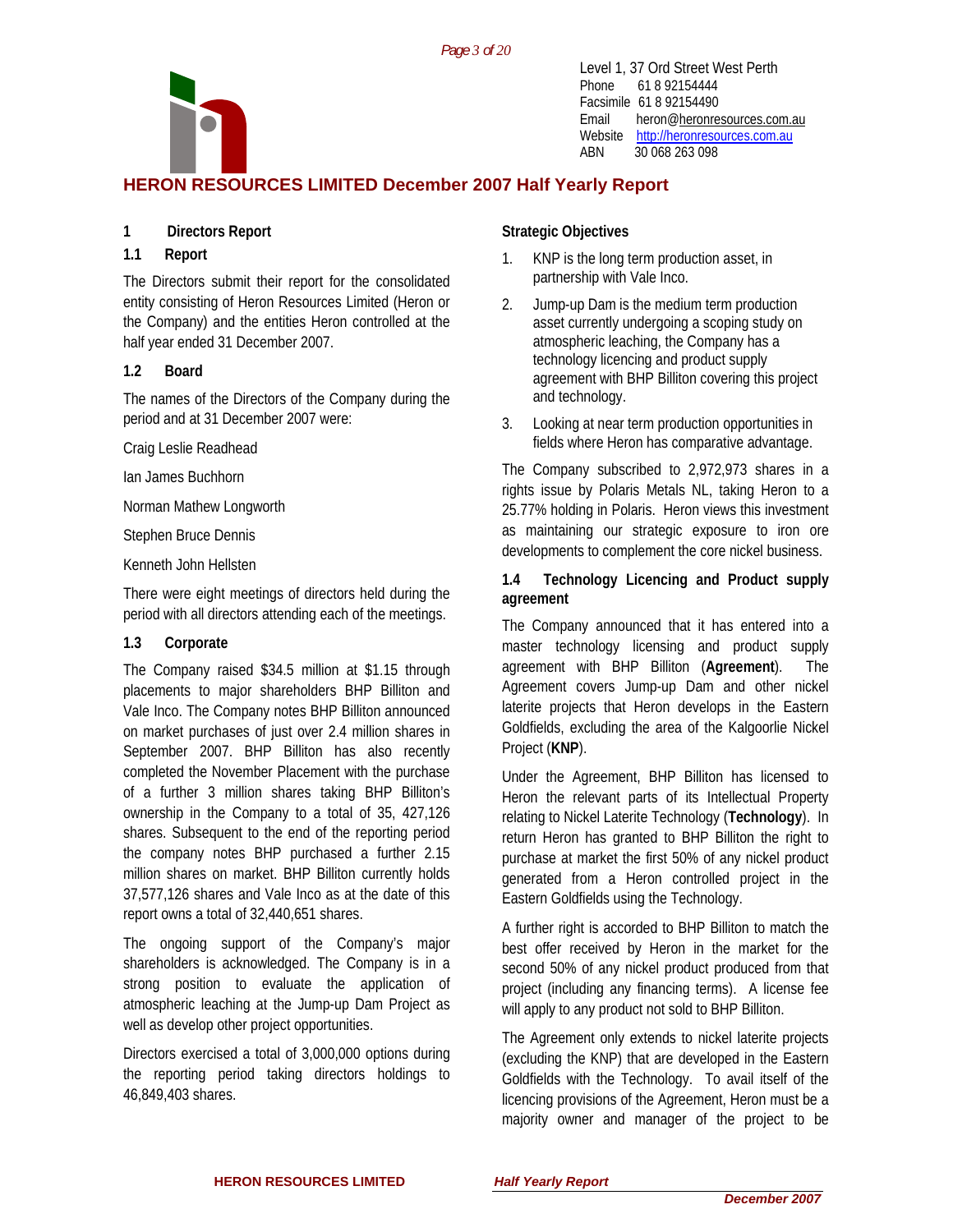Level 1, 37 Ord Street West Perth
Phone 61 8 92154444
Facsimile 61 8 92154490
Email heron@heronresources.com.au
Website http://heronresources.com.au
ABN 30 068 263 098

# HERON RESOURCES LIMITED December 2007 Half Yearly Report

## 1 Directors Report

### 1.1 Report

The Directors submit their report for the consolidated entity consisting of Heron Resources Limited (Heron or the Company) and the entities Heron controlled at the half year ended 31 December 2007.

### 1.2 Board

The names of the Directors of the Company during the period and at 31 December 2007 were:

Craig Leslie Readhead

Ian James Buchhorn

Norman Mathew Longworth

Stephen Bruce Dennis

Kenneth John Hellsten

There were eight meetings of directors held during the period with all directors attending each of the meetings.

### 1.3 Corporate

The Company raised $34.5 million at $1.15 through placements to major shareholders BHP Billiton and Vale Inco. The Company notes BHP Billiton announced on market purchases of just over 2.4 million shares in September 2007. BHP Billiton has also recently completed the November Placement with the purchase of a further 3 million shares taking BHP Billiton's ownership in the Company to a total of 35, 427,126 shares. Subsequent to the end of the reporting period the company notes BHP purchased a further 2.15 million shares on market. BHP Billiton currently holds 37,577,126 shares and Vale Inco as at the date of this report owns a total of 32,440,651 shares.

The ongoing support of the Company's major shareholders is acknowledged. The Company is in a strong position to evaluate the application of atmospheric leaching at the Jump-up Dam Project as well as develop other project opportunities.

Directors exercised a total of 3,000,000 options during the reporting period taking directors holdings to 46,849,403 shares.

**Strategic Objectives**

1. KNP is the long term production asset, in partnership with Vale Inco.
2. Jump-up Dam is the medium term production asset currently undergoing a scoping study on atmospheric leaching, the Company has a technology licencing and product supply agreement with BHP Billiton covering this project and technology.
3. Looking at near term production opportunities in fields where Heron has comparative advantage.

The Company subscribed to 2,972,973 shares in a rights issue by Polaris Metals NL, taking Heron to a 25.77% holding in Polaris. Heron views this investment as maintaining our strategic exposure to iron ore developments to complement the core nickel business.

### 1.4 Technology Licencing and Product supply agreement

The Company announced that it has entered into a master technology licensing and product supply agreement with BHP Billiton (**Agreement**). The Agreement covers Jump-up Dam and other nickel laterite projects that Heron develops in the Eastern Goldfields, excluding the area of the Kalgoorlie Nickel Project (**KNP**).

Under the Agreement, BHP Billiton has licensed to Heron the relevant parts of its Intellectual Property relating to Nickel Laterite Technology (**Technology**). In return Heron has granted to BHP Billiton the right to purchase at market the first 50% of any nickel product generated from a Heron controlled project in the Eastern Goldfields using the Technology.

A further right is accorded to BHP Billiton to match the best offer received by Heron in the market for the second 50% of any nickel product produced from that project (including any financing terms). A license fee will apply to any product not sold to BHP Billiton.

The Agreement only extends to nickel laterite projects (excluding the KNP) that are developed in the Eastern Goldfields with the Technology. To avail itself of the licencing provisions of the Agreement, Heron must be a majority owner and manager of the project to be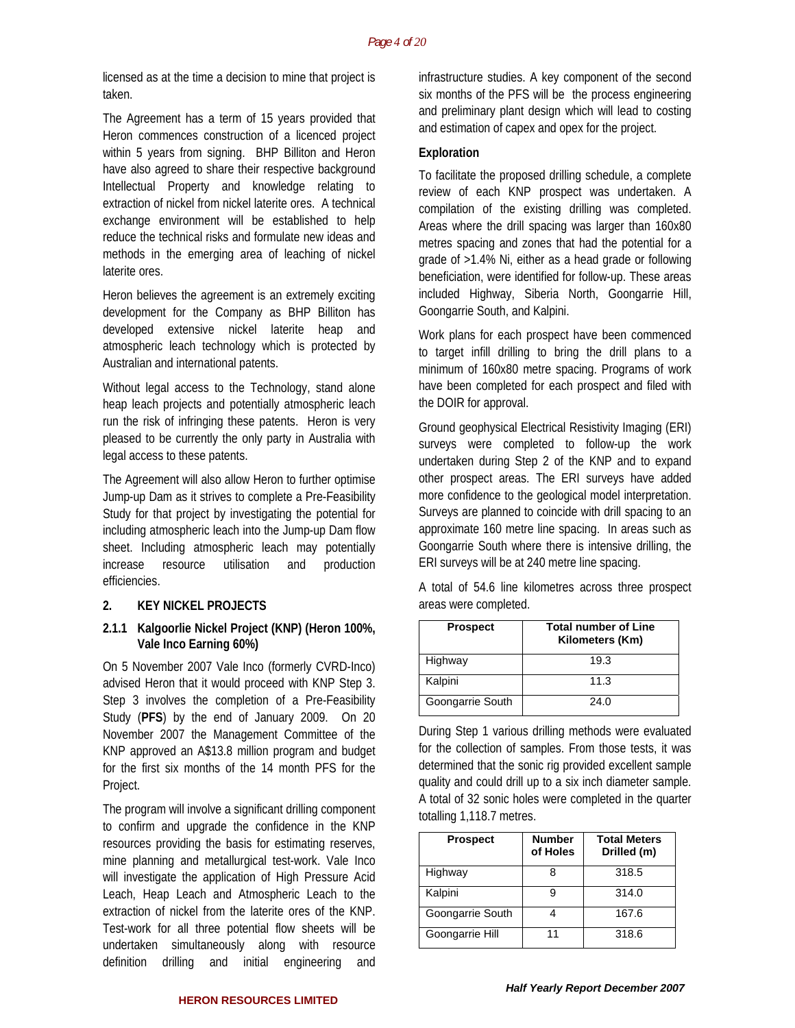licensed as at the time a decision to mine that project is taken.

The Agreement has a term of 15 years provided that Heron commences construction of a licenced project within 5 years from signing. BHP Billiton and Heron have also agreed to share their respective background Intellectual Property and knowledge relating to extraction of nickel from nickel laterite ores. A technical exchange environment will be established to help reduce the technical risks and formulate new ideas and methods in the emerging area of leaching of nickel laterite ores.

Heron believes the agreement is an extremely exciting development for the Company as BHP Billiton has developed extensive nickel laterite heap and atmospheric leach technology which is protected by Australian and international patents.

Without legal access to the Technology, stand alone heap leach projects and potentially atmospheric leach run the risk of infringing these patents. Heron is very pleased to be currently the only party in Australia with legal access to these patents.

The Agreement will also allow Heron to further optimise Jump-up Dam as it strives to complete a Pre-Feasibility Study for that project by investigating the potential for including atmospheric leach into the Jump-up Dam flow sheet. Including atmospheric leach may potentially increase resource utilisation and production efficiencies.

## 2. KEY NICKEL PROJECTS

### 2.1.1 Kalgoorlie Nickel Project (KNP) (Heron 100%, Vale Inco Earning 60%)

On 5 November 2007 Vale Inco (formerly CVRD-Inco) advised Heron that it would proceed with KNP Step 3. Step 3 involves the completion of a Pre-Feasibility Study (**PFS**) by the end of January 2009. On 20 November 2007 the Management Committee of the KNP approved an A$13.8 million program and budget for the first six months of the 14 month PFS for the Project.

The program will involve a significant drilling component to confirm and upgrade the confidence in the KNP resources providing the basis for estimating reserves, mine planning and metallurgical test-work. Vale Inco will investigate the application of High Pressure Acid Leach, Heap Leach and Atmospheric Leach to the extraction of nickel from the laterite ores of the KNP. Test-work for all three potential flow sheets will be undertaken simultaneously along with resource definition drilling and initial engineering and infrastructure studies. A key component of the second six months of the PFS will be the process engineering and preliminary plant design which will lead to costing and estimation of capex and opex for the project.

**Exploration**

To facilitate the proposed drilling schedule, a complete review of each KNP prospect was undertaken. A compilation of the existing drilling was completed. Areas where the drill spacing was larger than 160x80 metres spacing and zones that had the potential for a grade of >1.4% Ni, either as a head grade or following beneficiation, were identified for follow-up. These areas included Highway, Siberia North, Goongarrie Hill, Goongarrie South, and Kalpini.

Work plans for each prospect have been commenced to target infill drilling to bring the drill plans to a minimum of 160x80 metre spacing. Programs of work have been completed for each prospect and filed with the DOIR for approval.

Ground geophysical Electrical Resistivity Imaging (ERI) surveys were completed to follow-up the work undertaken during Step 2 of the KNP and to expand other prospect areas. The ERI surveys have added more confidence to the geological model interpretation. Surveys are planned to coincide with drill spacing to an approximate 160 metre line spacing. In areas such as Goongarrie South where there is intensive drilling, the ERI surveys will be at 240 metre line spacing.

A total of 54.6 line kilometres across three prospect areas were completed.

| Prospect | Total number of Line Kilometers (Km) |
|---|---|
| Highway | 19.3 |
| Kalpini | 11.3 |
| Goongarrie South | 24.0 |

During Step 1 various drilling methods were evaluated for the collection of samples. From those tests, it was determined that the sonic rig provided excellent sample quality and could drill up to a six inch diameter sample. A total of 32 sonic holes were completed in the quarter totalling 1,118.7 metres.

| Prospect | Number of Holes | Total Meters Drilled (m) |
|---|---|---|
| Highway | 8 | 318.5 |
| Kalpini | 9 | 314.0 |
| Goongarrie South | 4 | 167.6 |
| Goongarrie Hill | 11 | 318.6 |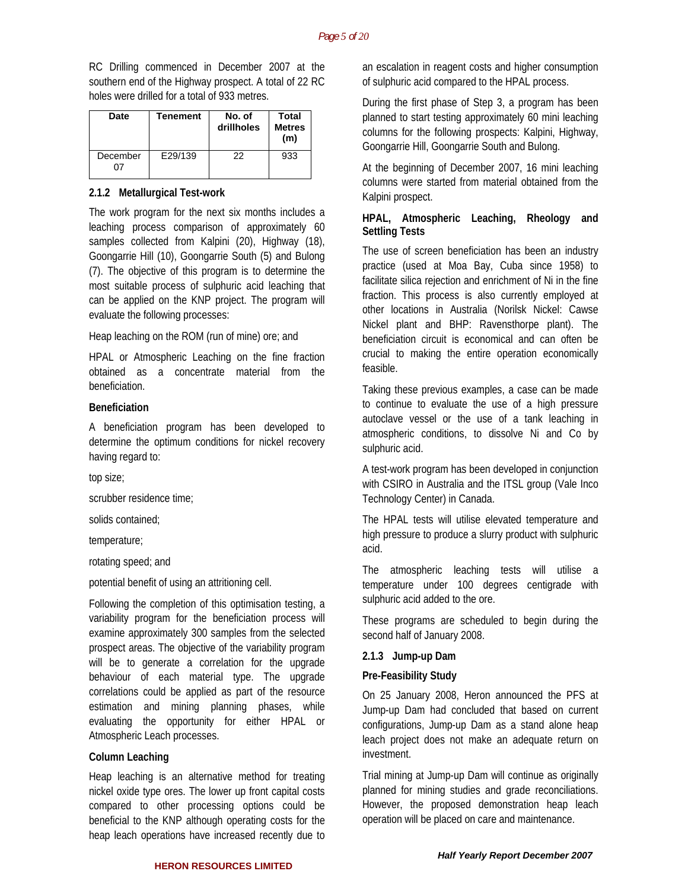RC Drilling commenced in December 2007 at the southern end of the Highway prospect. A total of 22 RC holes were drilled for a total of 933 metres.

| Date | Tenement | No. of drillholes | Total Metres (m) |
|---|---|---|---|
| December 07 | E29/139 | 22 | 933 |

### 2.1.2 Metallurgical Test-work

The work program for the next six months includes a leaching process comparison of approximately 60 samples collected from Kalpini (20), Highway (18), Goongarrie Hill (10), Goongarrie South (5) and Bulong (7). The objective of this program is to determine the most suitable process of sulphuric acid leaching that can be applied on the KNP project. The program will evaluate the following processes:

Heap leaching on the ROM (run of mine) ore; and

HPAL or Atmospheric Leaching on the fine fraction obtained as a concentrate material from the beneficiation.

**Beneficiation**

A beneficiation program has been developed to determine the optimum conditions for nickel recovery having regard to:

top size;

scrubber residence time;

solids contained;

temperature;

rotating speed; and

potential benefit of using an attritioning cell.

Following the completion of this optimisation testing, a variability program for the beneficiation process will examine approximately 300 samples from the selected prospect areas. The objective of the variability program will be to generate a correlation for the upgrade behaviour of each material type. The upgrade correlations could be applied as part of the resource estimation and mining planning phases, while evaluating the opportunity for either HPAL or Atmospheric Leach processes.

**Column Leaching**

Heap leaching is an alternative method for treating nickel oxide type ores. The lower up front capital costs compared to other processing options could be beneficial to the KNP although operating costs for the heap leach operations have increased recently due to an escalation in reagent costs and higher consumption of sulphuric acid compared to the HPAL process.

During the first phase of Step 3, a program has been planned to start testing approximately 60 mini leaching columns for the following prospects: Kalpini, Highway, Goongarrie Hill, Goongarrie South and Bulong.

At the beginning of December 2007, 16 mini leaching columns were started from material obtained from the Kalpini prospect.

**HPAL, Atmospheric Leaching, Rheology and Settling Tests**

The use of screen beneficiation has been an industry practice (used at Moa Bay, Cuba since 1958) to facilitate silica rejection and enrichment of Ni in the fine fraction. This process is also currently employed at other locations in Australia (Norilsk Nickel: Cawse Nickel plant and BHP: Ravensthorpe plant). The beneficiation circuit is economical and can often be crucial to making the entire operation economically feasible.

Taking these previous examples, a case can be made to continue to evaluate the use of a high pressure autoclave vessel or the use of a tank leaching in atmospheric conditions, to dissolve Ni and Co by sulphuric acid.

A test-work program has been developed in conjunction with CSIRO in Australia and the ITSL group (Vale Inco Technology Center) in Canada.

The HPAL tests will utilise elevated temperature and high pressure to produce a slurry product with sulphuric acid.

The atmospheric leaching tests will utilise a temperature under 100 degrees centigrade with sulphuric acid added to the ore.

These programs are scheduled to begin during the second half of January 2008.

### 2.1.3 Jump-up Dam

**Pre-Feasibility Study**

On 25 January 2008, Heron announced the PFS at Jump-up Dam had concluded that based on current configurations, Jump-up Dam as a stand alone heap leach project does not make an adequate return on investment.

Trial mining at Jump-up Dam will continue as originally planned for mining studies and grade reconciliations. However, the proposed demonstration heap leach operation will be placed on care and maintenance.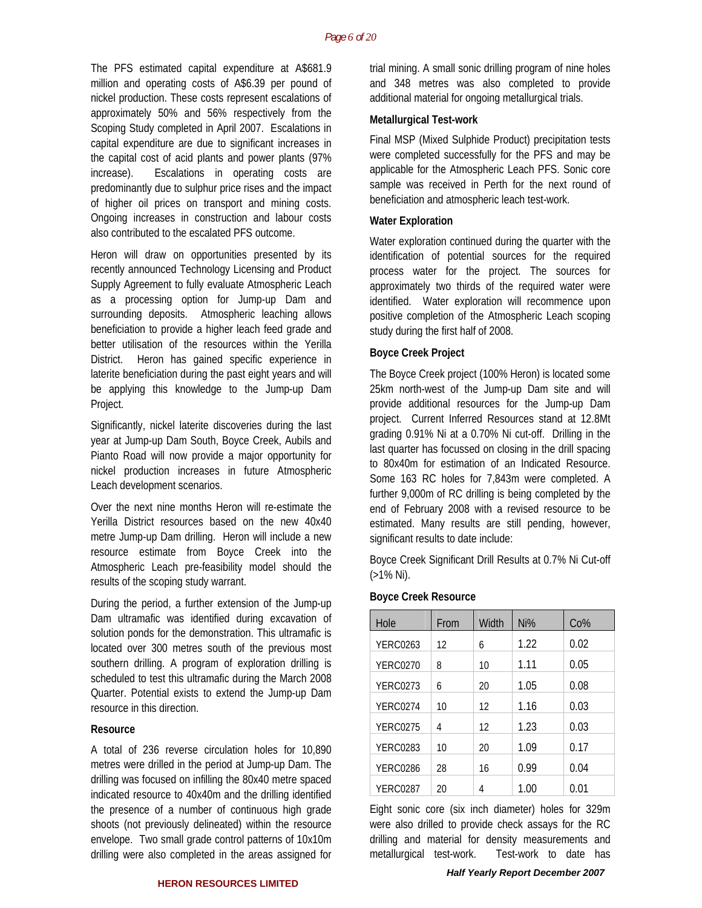The PFS estimated capital expenditure at A$681.9 million and operating costs of A$6.39 per pound of nickel production. These costs represent escalations of approximately 50% and 56% respectively from the Scoping Study completed in April 2007. Escalations in capital expenditure are due to significant increases in the capital cost of acid plants and power plants (97% increase). Escalations in operating costs are predominantly due to sulphur price rises and the impact of higher oil prices on transport and mining costs. Ongoing increases in construction and labour costs also contributed to the escalated PFS outcome.

Heron will draw on opportunities presented by its recently announced Technology Licensing and Product Supply Agreement to fully evaluate Atmospheric Leach as a processing option for Jump-up Dam and surrounding deposits. Atmospheric leaching allows beneficiation to provide a higher leach feed grade and better utilisation of the resources within the Yerilla District. Heron has gained specific experience in laterite beneficiation during the past eight years and will be applying this knowledge to the Jump-up Dam Project.

Significantly, nickel laterite discoveries during the last year at Jump-up Dam South, Boyce Creek, Aubils and Pianto Road will now provide a major opportunity for nickel production increases in future Atmospheric Leach development scenarios.

Over the next nine months Heron will re-estimate the Yerilla District resources based on the new 40x40 metre Jump-up Dam drilling. Heron will include a new resource estimate from Boyce Creek into the Atmospheric Leach pre-feasibility model should the results of the scoping study warrant.

During the period, a further extension of the Jump-up Dam ultramafic was identified during excavation of solution ponds for the demonstration. This ultramafic is located over 300 metres south of the previous most southern drilling. A program of exploration drilling is scheduled to test this ultramafic during the March 2008 Quarter. Potential exists to extend the Jump-up Dam resource in this direction.

**Resource**

A total of 236 reverse circulation holes for 10,890 metres were drilled in the period at Jump-up Dam. The drilling was focused on infilling the 80x40 metre spaced indicated resource to 40x40m and the drilling identified the presence of a number of continuous high grade shoots (not previously delineated) within the resource envelope. Two small grade control patterns of 10x10m drilling were also completed in the areas assigned for trial mining. A small sonic drilling program of nine holes and 348 metres was also completed to provide additional material for ongoing metallurgical trials.

**Metallurgical Test-work**

Final MSP (Mixed Sulphide Product) precipitation tests were completed successfully for the PFS and may be applicable for the Atmospheric Leach PFS. Sonic core sample was received in Perth for the next round of beneficiation and atmospheric leach test-work.

**Water Exploration**

Water exploration continued during the quarter with the identification of potential sources for the required process water for the project. The sources for approximately two thirds of the required water were identified. Water exploration will recommence upon positive completion of the Atmospheric Leach scoping study during the first half of 2008.

**Boyce Creek Project**

The Boyce Creek project (100% Heron) is located some 25km north-west of the Jump-up Dam site and will provide additional resources for the Jump-up Dam project. Current Inferred Resources stand at 12.8Mt grading 0.91% Ni at a 0.70% Ni cut-off. Drilling in the last quarter has focussed on closing in the drill spacing to 80x40m for estimation of an Indicated Resource. Some 163 RC holes for 7,843m were completed. A further 9,000m of RC drilling is being completed by the end of February 2008 with a revised resource to be estimated. Many results are still pending, however, significant results to date include:

Boyce Creek Significant Drill Results at 0.7% Ni Cut-off (>1% Ni).

**Boyce Creek Resource**

| Hole | From | Width | Ni% | Co% |
|---|---|---|---|---|
| YERC0263 | 12 | 6 | 1.22 | 0.02 |
| YERC0270 | 8 | 10 | 1.11 | 0.05 |
| YERC0273 | 6 | 20 | 1.05 | 0.08 |
| YERC0274 | 10 | 12 | 1.16 | 0.03 |
| YERC0275 | 4 | 12 | 1.23 | 0.03 |
| YERC0283 | 10 | 20 | 1.09 | 0.17 |
| YERC0286 | 28 | 16 | 0.99 | 0.04 |
| YERC0287 | 20 | 4 | 1.00 | 0.01 |

Eight sonic core (six inch diameter) holes for 329m were also drilled to provide check assays for the RC drilling and material for density measurements and metallurgical test-work. Test-work to date has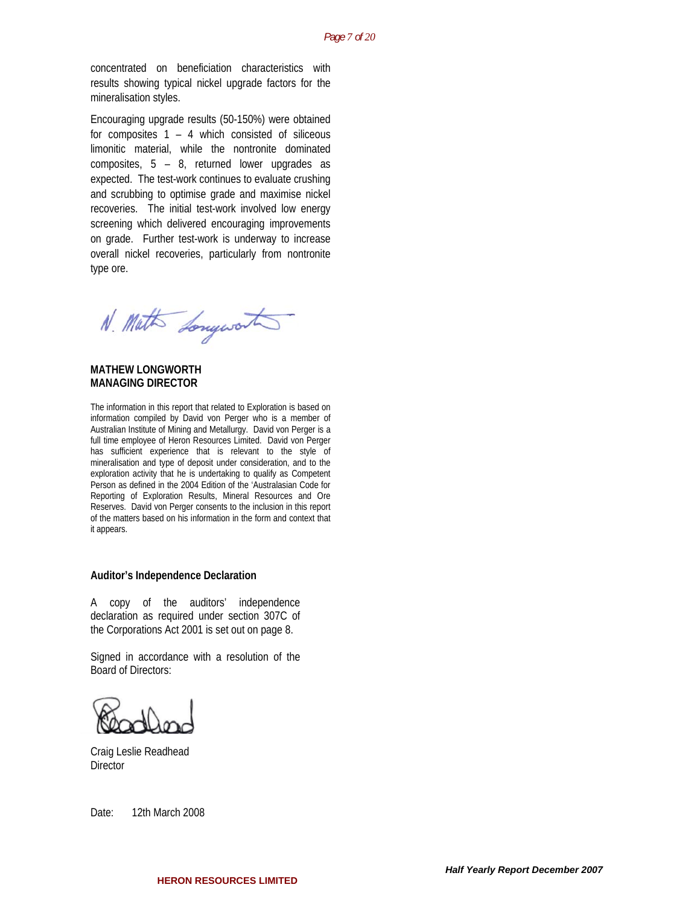concentrated on beneficiation characteristics with results showing typical nickel upgrade factors for the mineralisation styles.

Encouraging upgrade results (50-150%) were obtained for composites 1 – 4 which consisted of siliceous limonitic material, while the nontronite dominated composites, 5 – 8, returned lower upgrades as expected. The test-work continues to evaluate crushing and scrubbing to optimise grade and maximise nickel recoveries. The initial test-work involved low energy screening which delivered encouraging improvements on grade. Further test-work is underway to increase overall nickel recoveries, particularly from nontronite type ore.

**MATHEW LONGWORTH**
**MANAGING DIRECTOR**

The information in this report that related to Exploration is based on information compiled by David von Perger who is a member of Australian Institute of Mining and Metallurgy. David von Perger is a full time employee of Heron Resources Limited. David von Perger has sufficient experience that is relevant to the style of mineralisation and type of deposit under consideration, and to the exploration activity that he is undertaking to qualify as Competent Person as defined in the 2004 Edition of the 'Australasian Code for Reporting of Exploration Results, Mineral Resources and Ore Reserves. David von Perger consents to the inclusion in this report of the matters based on his information in the form and context that it appears.

**Auditor's Independence Declaration**

A copy of the auditors' independence declaration as required under section 307C of the Corporations Act 2001 is set out on page 8.

Signed in accordance with a resolution of the Board of Directors:

Craig Leslie Readhead
Director

Date: 12th March 2008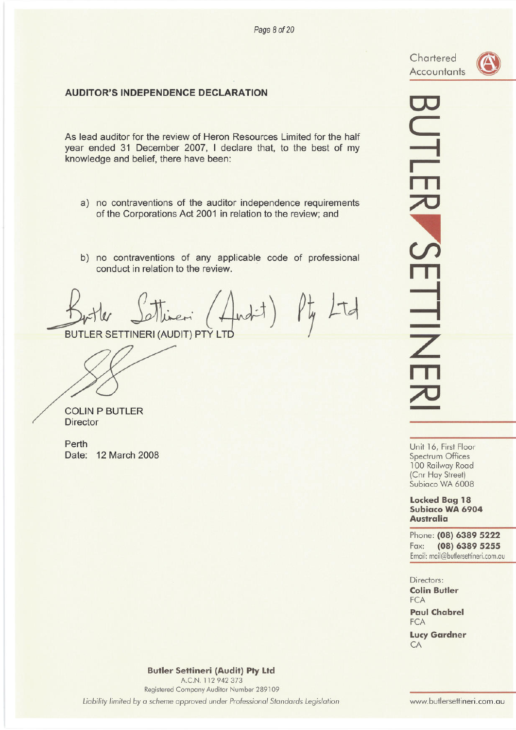Chartered Accountants

**BUTLER SETTINERI**

## AUDITOR'S INDEPENDENCE DECLARATION

As lead auditor for the review of Heron Resources Limited for the half year ended 31 December 2007, I declare that, to the best of my knowledge and belief, there have been:

a) no contraventions of the auditor independence requirements of the Corporations Act 2001 in relation to the review; and

b) no contraventions of any applicable code of professional conduct in relation to the review.

Butler Settineri (Audit) Pty Ltd

BUTLER SETTINERI (AUDIT) PTY LTD

COLIN P BUTLER
Director

Perth
Date: 12 March 2008

Unit 16, First Floor
Spectrum Offices
100 Railway Road
(Cnr Hay Street)
Subiaco WA 6008

**Locked Bag 18**
**Subiaco WA 6904**
**Australia**

Phone: **(08) 6389 5222**
Fax: **(08) 6389 5255**
Email: mail@butlersettineri.com.au

Directors:
**Colin Butler**
FCA
**Paul Chabrel**
FCA
**Lucy Gardner**
CA

**Butler Settineri (Audit) Pty Ltd**
A.C.N. 112 942 373
Registered Company Auditor Number 289109
*Liability limited by a scheme approved under Professional Standards Legislation*

www.butlersettineri.com.au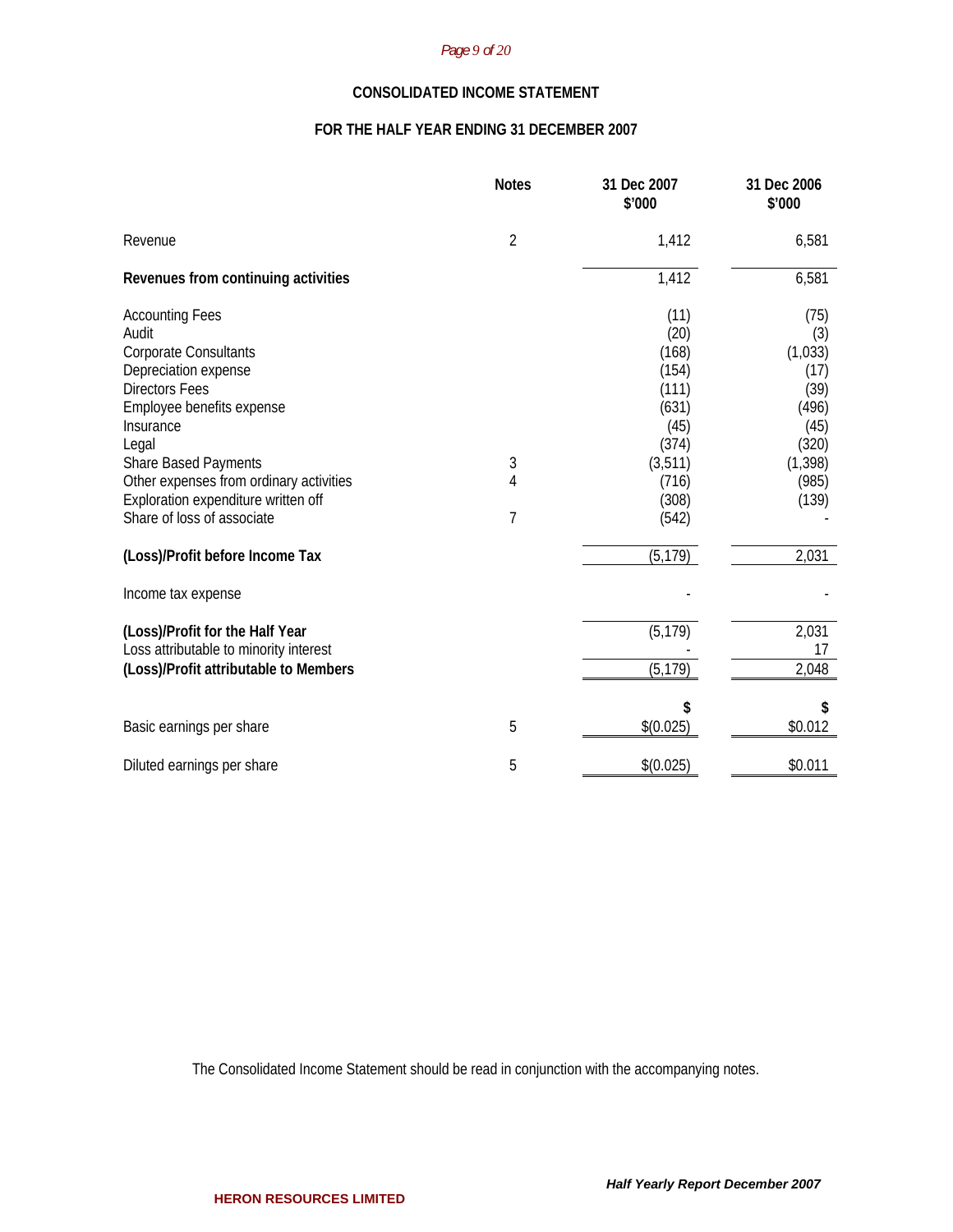## CONSOLIDATED INCOME STATEMENT

### FOR THE HALF YEAR ENDING 31 DECEMBER 2007

| | Notes | 31 Dec 2007 $'000 | 31 Dec 2006 $'000 |
|---|---|---|---|
| Revenue | 2 | 1,412 | 6,581 |
| **Revenues from continuing activities** | | 1,412 | 6,581 |
| Accounting Fees | | (11) | (75) |
| Audit | | (20) | (3) |
| Corporate Consultants | | (168) | (1,033) |
| Depreciation expense | | (154) | (17) |
| Directors Fees | | (111) | (39) |
| Employee benefits expense | | (631) | (496) |
| Insurance | | (45) | (45) |
| Legal | | (374) | (320) |
| Share Based Payments | 3 | (3,511) | (1,398) |
| Other expenses from ordinary activities | 4 | (716) | (985) |
| Exploration expenditure written off | | (308) | (139) |
| Share of loss of associate | 7 | (542) | - |
| **(Loss)/Profit before Income Tax** | | (5,179) | 2,031 |
| Income tax expense | | - | - |
| **(Loss)/Profit for the Half Year** | | (5,179) | 2,031 |
| Loss attributable to minority interest | | - | 17 |
| **(Loss)/Profit attributable to Members** | | (5,179) | 2,048 |
| | | **$** | **$** |
| Basic earnings per share | 5 | $(0.025) | $0.012 |
| Diluted earnings per share | 5 | $(0.025) | $0.011 |

The Consolidated Income Statement should be read in conjunction with the accompanying notes.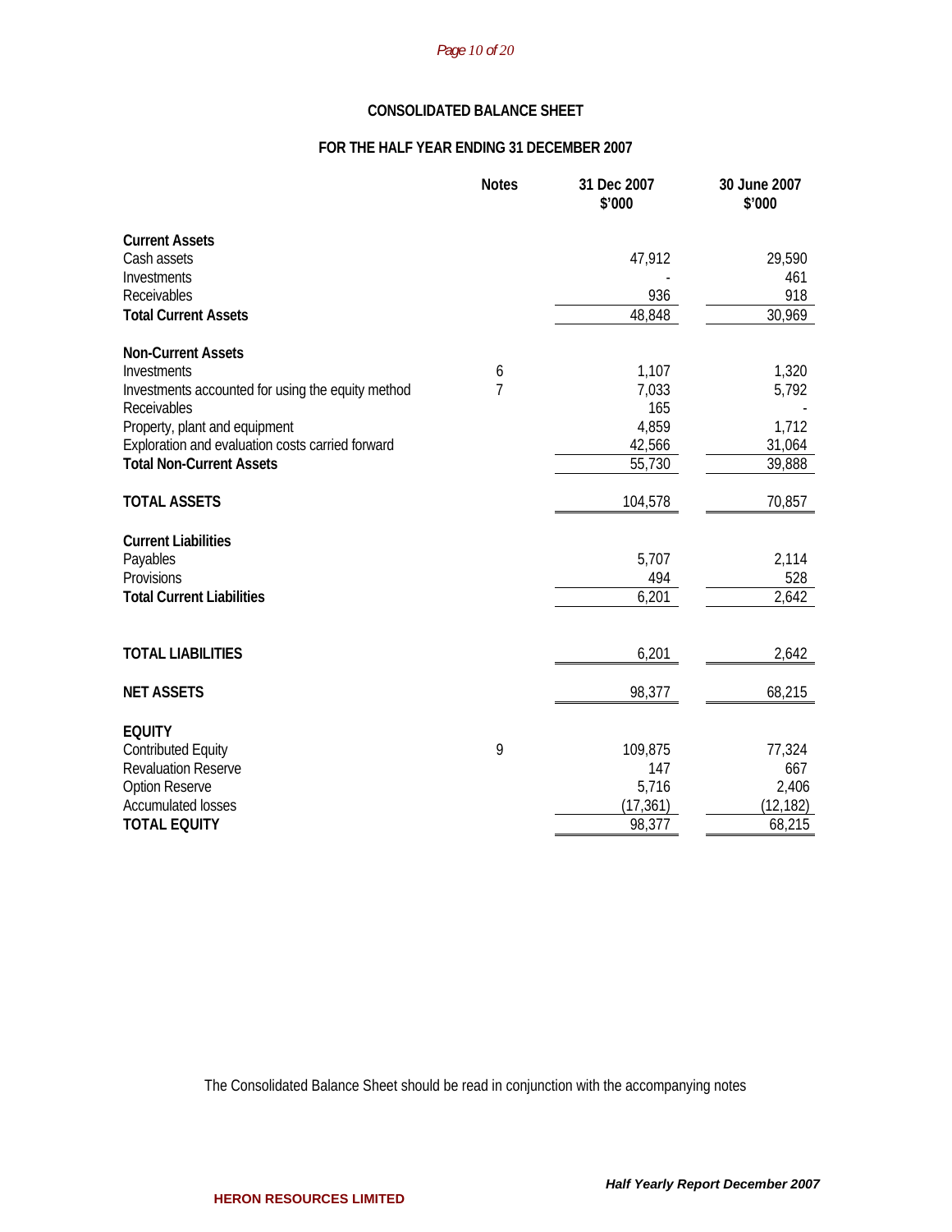## CONSOLIDATED BALANCE SHEET

### FOR THE HALF YEAR ENDING 31 DECEMBER 2007

| | Notes | 31 Dec 2007 $'000 | 30 June 2007 $'000 |
|---|---|---|---|
| **Current Assets** | | | |
| Cash assets | | 47,912 | 29,590 |
| Investments | | - | 461 |
| Receivables | | 936 | 918 |
| **Total Current Assets** | | 48,848 | 30,969 |
| | | | |
| **Non-Current Assets** | | | |
| Investments | 6 | 1,107 | 1,320 |
| Investments accounted for using the equity method | 7 | 7,033 | 5,792 |
| Receivables | | 165 | - |
| Property, plant and equipment | | 4,859 | 1,712 |
| Exploration and evaluation costs carried forward | | 42,566 | 31,064 |
| **Total Non-Current Assets** | | 55,730 | 39,888 |
| | | | |
| **TOTAL ASSETS** | | 104,578 | 70,857 |
| | | | |
| **Current Liabilities** | | | |
| Payables | | 5,707 | 2,114 |
| Provisions | | 494 | 528 |
| **Total Current Liabilities** | | 6,201 | 2,642 |
| | | | |
| **TOTAL LIABILITIES** | | 6,201 | 2,642 |
| | | | |
| **NET ASSETS** | | 98,377 | 68,215 |
| | | | |
| **EQUITY** | | | |
| Contributed Equity | 9 | 109,875 | 77,324 |
| Revaluation Reserve | | 147 | 667 |
| Option Reserve | | 5,716 | 2,406 |
| Accumulated losses | | (17,361) | (12,182) |
| **TOTAL EQUITY** | | 98,377 | 68,215 |

The Consolidated Balance Sheet should be read in conjunction with the accompanying notes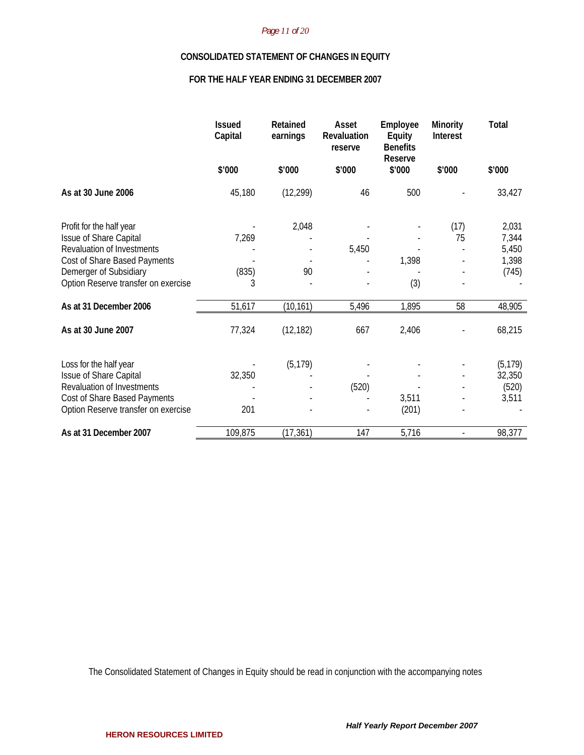## CONSOLIDATED STATEMENT OF CHANGES IN EQUITY

## FOR THE HALF YEAR ENDING 31 DECEMBER 2007

| | Issued Capital | Retained earnings | Asset Revaluation reserve | Employee Equity Benefits Reserve | Minority Interest | Total |
|---|---|---|---|---|---|---|
| | $'000 | $'000 | $'000 | $'000 | $'000 | $'000 |
| **As at 30 June 2006** | 45,180 | (12,299) | 46 | 500 | - | 33,427 |
| Profit for the half year | - | 2,048 | - | - | (17) | 2,031 |
| Issue of Share Capital | 7,269 | - | - | - | 75 | 7,344 |
| Revaluation of Investments | - | - | 5,450 | - | - | 5,450 |
| Cost of Share Based Payments | - | - | - | 1,398 | - | 1,398 |
| Demerger of Subsidiary | (835) | 90 | - | - | - | (745) |
| Option Reserve transfer on exercise | 3 | - | - | (3) | - | - |
| **As at 31 December 2006** | 51,617 | (10,161) | 5,496 | 1,895 | 58 | 48,905 |
| **As at 30 June 2007** | 77,324 | (12,182) | 667 | 2,406 | - | 68,215 |
| Loss for the half year | - | (5,179) | - | - | - | (5,179) |
| Issue of Share Capital | 32,350 | - | - | - | - | 32,350 |
| Revaluation of Investments | - | - | (520) | - | - | (520) |
| Cost of Share Based Payments | - | - | - | 3,511 | - | 3,511 |
| Option Reserve transfer on exercise | 201 | - | - | (201) | - | - |
| **As at 31 December 2007** | 109,875 | (17,361) | 147 | 5,716 | - | 98,377 |

The Consolidated Statement of Changes in Equity should be read in conjunction with the accompanying notes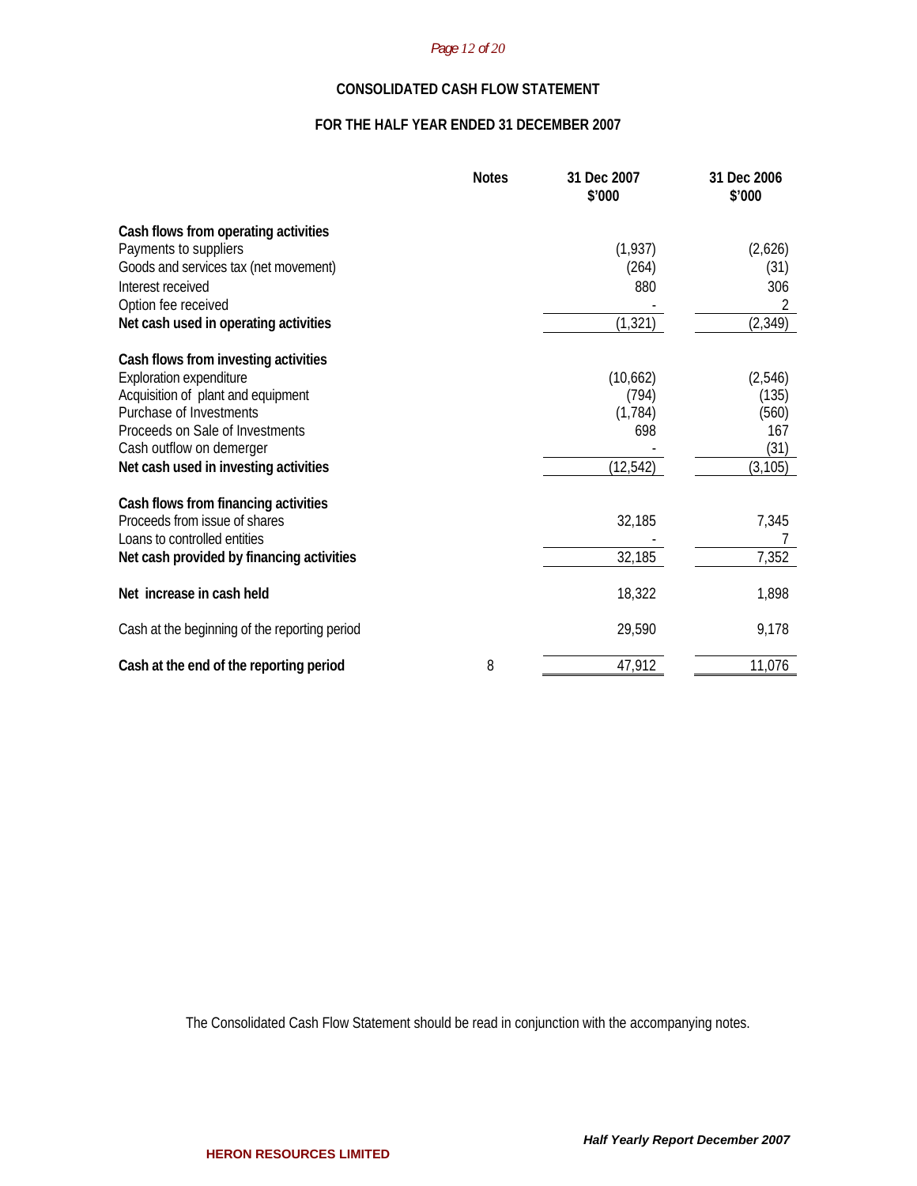## CONSOLIDATED CASH FLOW STATEMENT

## FOR THE HALF YEAR ENDED 31 DECEMBER 2007

| | Notes | 31 Dec 2007 $'000 | 31 Dec 2006 $'000 |
|---|---|---|---|
| **Cash flows from operating activities** | | | |
| Payments to suppliers | | (1,937) | (2,626) |
| Goods and services tax (net movement) | | (264) | (31) |
| Interest received | | 880 | 306 |
| Option fee received | | - | 2 |
| **Net cash used in operating activities** | | (1,321) | (2,349) |
| **Cash flows from investing activities** | | | |
| Exploration expenditure | | (10,662) | (2,546) |
| Acquisition of plant and equipment | | (794) | (135) |
| Purchase of Investments | | (1,784) | (560) |
| Proceeds on Sale of Investments | | 698 | 167 |
| Cash outflow on demerger | | - | (31) |
| **Net cash used in investing activities** | | (12,542) | (3,105) |
| **Cash flows from financing activities** | | | |
| Proceeds from issue of shares | | 32,185 | 7,345 |
| Loans to controlled entities | | - | 7 |
| **Net cash provided by financing activities** | | 32,185 | 7,352 |
| **Net increase in cash held** | | 18,322 | 1,898 |
| Cash at the beginning of the reporting period | | 29,590 | 9,178 |
| **Cash at the end of the reporting period** | 8 | 47,912 | 11,076 |

The Consolidated Cash Flow Statement should be read in conjunction with the accompanying notes.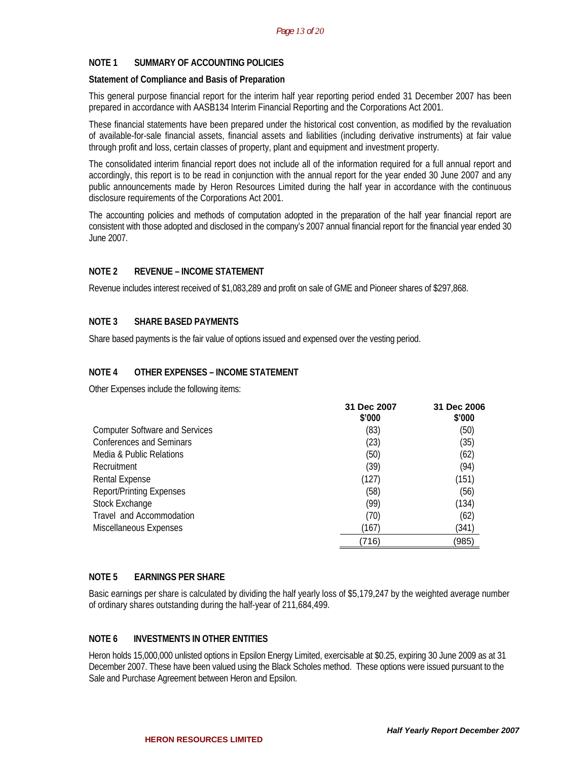## NOTE 1 SUMMARY OF ACCOUNTING POLICIES

### Statement of Compliance and Basis of Preparation

This general purpose financial report for the interim half year reporting period ended 31 December 2007 has been prepared in accordance with AASB134 Interim Financial Reporting and the Corporations Act 2001.

These financial statements have been prepared under the historical cost convention, as modified by the revaluation of available-for-sale financial assets, financial assets and liabilities (including derivative instruments) at fair value through profit and loss, certain classes of property, plant and equipment and investment property.

The consolidated interim financial report does not include all of the information required for a full annual report and accordingly, this report is to be read in conjunction with the annual report for the year ended 30 June 2007 and any public announcements made by Heron Resources Limited during the half year in accordance with the continuous disclosure requirements of the Corporations Act 2001.

The accounting policies and methods of computation adopted in the preparation of the half year financial report are consistent with those adopted and disclosed in the company's 2007 annual financial report for the financial year ended 30 June 2007.

## NOTE 2 REVENUE – INCOME STATEMENT

Revenue includes interest received of $1,083,289 and profit on sale of GME and Pioneer shares of $297,868.

## NOTE 3 SHARE BASED PAYMENTS

Share based payments is the fair value of options issued and expensed over the vesting period.

## NOTE 4 OTHER EXPENSES – INCOME STATEMENT

Other Expenses include the following items:

| | 31 Dec 2007 $'000 | 31 Dec 2006 $'000 |
|---|---|---|
| Computer Software and Services | (83) | (50) |
| Conferences and Seminars | (23) | (35) |
| Media & Public Relations | (50) | (62) |
| Recruitment | (39) | (94) |
| Rental Expense | (127) | (151) |
| Report/Printing Expenses | (58) | (56) |
| Stock Exchange | (99) | (134) |
| Travel and Accommodation | (70) | (62) |
| Miscellaneous Expenses | (167) | (341) |
| | (716) | (985) |

## NOTE 5 EARNINGS PER SHARE

Basic earnings per share is calculated by dividing the half yearly loss of $5,179,247 by the weighted average number of ordinary shares outstanding during the half-year of 211,684,499.

## NOTE 6 INVESTMENTS IN OTHER ENTITIES

Heron holds 15,000,000 unlisted options in Epsilon Energy Limited, exercisable at $0.25, expiring 30 June 2009 as at 31 December 2007. These have been valued using the Black Scholes method. These options were issued pursuant to the Sale and Purchase Agreement between Heron and Epsilon.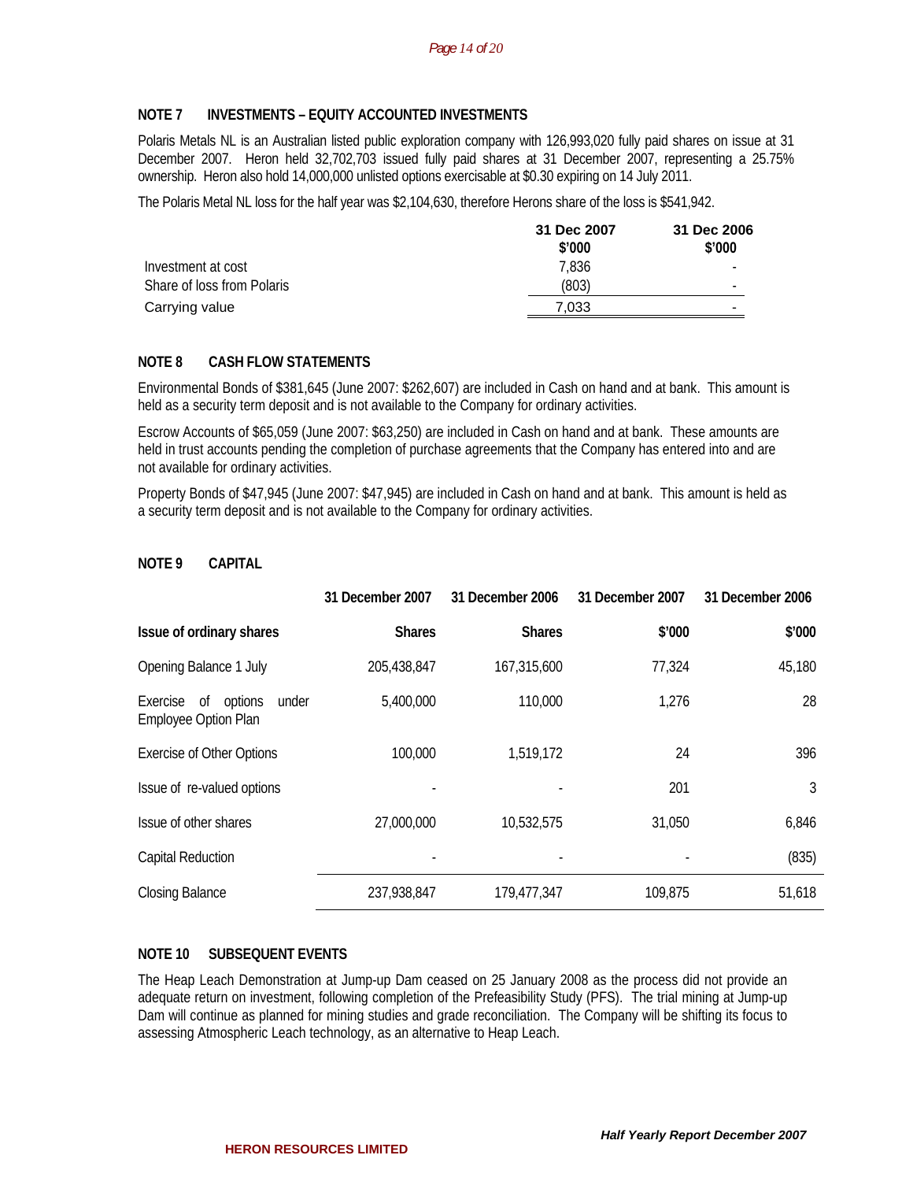## NOTE 7 INVESTMENTS – EQUITY ACCOUNTED INVESTMENTS

Polaris Metals NL is an Australian listed public exploration company with 126,993,020 fully paid shares on issue at 31 December 2007. Heron held 32,702,703 issued fully paid shares at 31 December 2007, representing a 25.75% ownership. Heron also hold 14,000,000 unlisted options exercisable at $0.30 expiring on 14 July 2011.

The Polaris Metal NL loss for the half year was $2,104,630, therefore Herons share of the loss is $541,942.

| | 31 Dec 2007 $'000 | 31 Dec 2006 $'000 |
|---|---|---|
| Investment at cost | 7,836 | - |
| Share of loss from Polaris | (803) | - |
| Carrying value | 7,033 | - |

## NOTE 8 CASH FLOW STATEMENTS

Environmental Bonds of $381,645 (June 2007: $262,607) are included in Cash on hand and at bank. This amount is held as a security term deposit and is not available to the Company for ordinary activities.

Escrow Accounts of $65,059 (June 2007: $63,250) are included in Cash on hand and at bank. These amounts are held in trust accounts pending the completion of purchase agreements that the Company has entered into and are not available for ordinary activities.

Property Bonds of $47,945 (June 2007: $47,945) are included in Cash on hand and at bank. This amount is held as a security term deposit and is not available to the Company for ordinary activities.

## NOTE 9 CAPITAL

| | 31 December 2007 | 31 December 2006 | 31 December 2007 | 31 December 2006 |
|---|---|---|---|---|
| **Issue of ordinary shares** | **Shares** | **Shares** | **$'000** | **$'000** |
| Opening Balance 1 July | 205,438,847 | 167,315,600 | 77,324 | 45,180 |
| Exercise of options under Employee Option Plan | 5,400,000 | 110,000 | 1,276 | 28 |
| Exercise of Other Options | 100,000 | 1,519,172 | 24 | 396 |
| Issue of re-valued options | - | - | 201 | 3 |
| Issue of other shares | 27,000,000 | 10,532,575 | 31,050 | 6,846 |
| Capital Reduction | - | - | - | (835) |
| Closing Balance | 237,938,847 | 179,477,347 | 109,875 | 51,618 |

## NOTE 10 SUBSEQUENT EVENTS

The Heap Leach Demonstration at Jump-up Dam ceased on 25 January 2008 as the process did not provide an adequate return on investment, following completion of the Prefeasibility Study (PFS). The trial mining at Jump-up Dam will continue as planned for mining studies and grade reconciliation. The Company will be shifting its focus to assessing Atmospheric Leach technology, as an alternative to Heap Leach.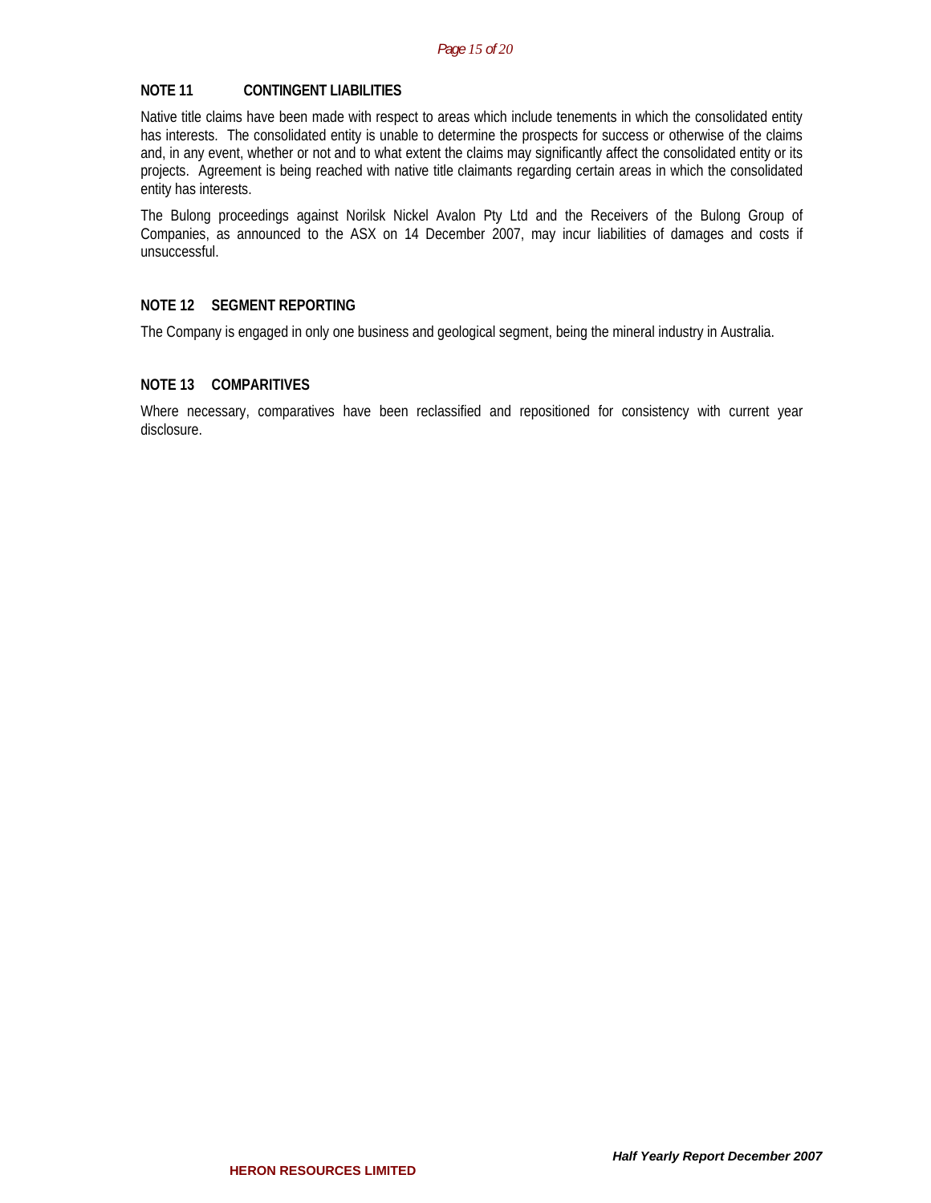### NOTE 11 CONTINGENT LIABILITIES

Native title claims have been made with respect to areas which include tenements in which the consolidated entity has interests. The consolidated entity is unable to determine the prospects for success or otherwise of the claims and, in any event, whether or not and to what extent the claims may significantly affect the consolidated entity or its projects. Agreement is being reached with native title claimants regarding certain areas in which the consolidated entity has interests.

The Bulong proceedings against Norilsk Nickel Avalon Pty Ltd and the Receivers of the Bulong Group of Companies, as announced to the ASX on 14 December 2007, may incur liabilities of damages and costs if unsuccessful.

### NOTE 12 SEGMENT REPORTING

The Company is engaged in only one business and geological segment, being the mineral industry in Australia.

### NOTE 13 COMPARITIVES

Where necessary, comparatives have been reclassified and repositioned for consistency with current year disclosure.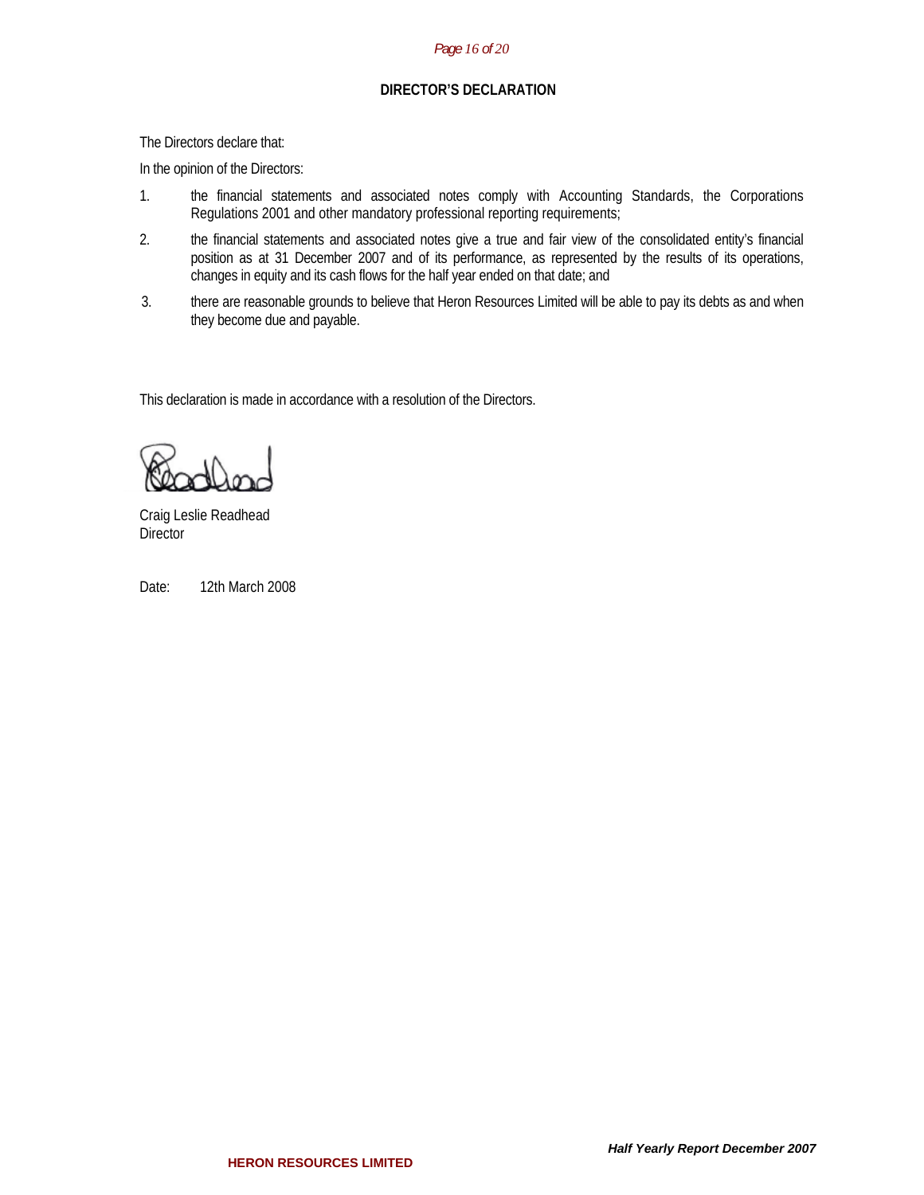## DIRECTOR'S DECLARATION

The Directors declare that:

In the opinion of the Directors:

1. the financial statements and associated notes comply with Accounting Standards, the Corporations Regulations 2001 and other mandatory professional reporting requirements;
2. the financial statements and associated notes give a true and fair view of the consolidated entity's financial position as at 31 December 2007 and of its performance, as represented by the results of its operations, changes in equity and its cash flows for the half year ended on that date; and
3. there are reasonable grounds to believe that Heron Resources Limited will be able to pay its debts as and when they become due and payable.

This declaration is made in accordance with a resolution of the Directors.

Craig Leslie Readhead
Director

Date: 12th March 2008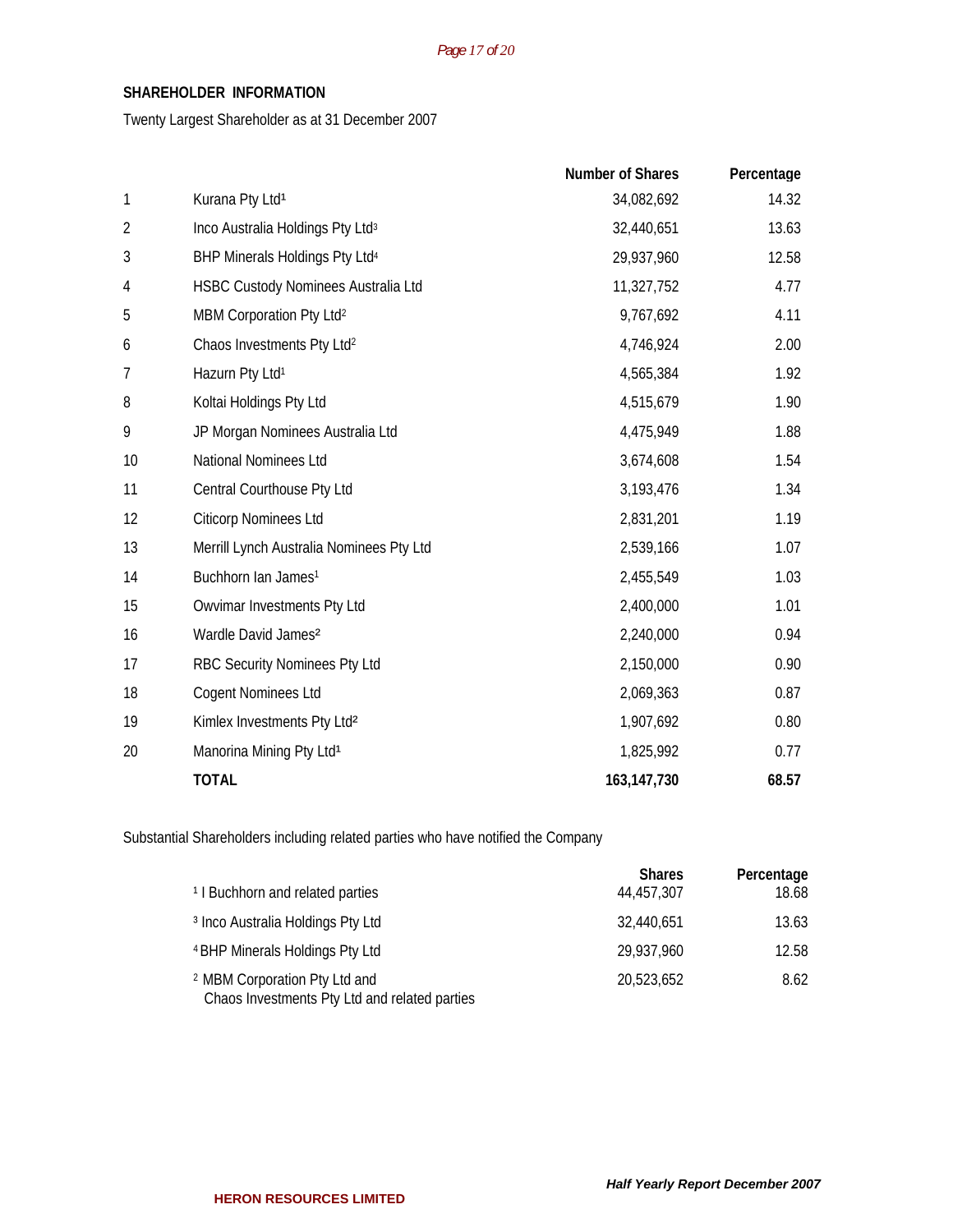## SHAREHOLDER INFORMATION

Twenty Largest Shareholder as at 31 December 2007

| | | Number of Shares | Percentage |
|---|---|---|---|
| 1 | Kurana Pty Ltd[1] | 34,082,692 | 14.32 |
| 2 | Inco Australia Holdings Pty Ltd[3] | 32,440,651 | 13.63 |
| 3 | BHP Minerals Holdings Pty Ltd[4] | 29,937,960 | 12.58 |
| 4 | HSBC Custody Nominees Australia Ltd | 11,327,752 | 4.77 |
| 5 | MBM Corporation Pty Ltd[2] | 9,767,692 | 4.11 |
| 6 | Chaos Investments Pty Ltd[2] | 4,746,924 | 2.00 |
| 7 | Hazurn Pty Ltd[1] | 4,565,384 | 1.92 |
| 8 | Koltai Holdings Pty Ltd | 4,515,679 | 1.90 |
| 9 | JP Morgan Nominees Australia Ltd | 4,475,949 | 1.88 |
| 10 | National Nominees Ltd | 3,674,608 | 1.54 |
| 11 | Central Courthouse Pty Ltd | 3,193,476 | 1.34 |
| 12 | Citicorp Nominees Ltd | 2,831,201 | 1.19 |
| 13 | Merrill Lynch Australia Nominees Pty Ltd | 2,539,166 | 1.07 |
| 14 | Buchhorn Ian James[1] | 2,455,549 | 1.03 |
| 15 | Owvimar Investments Pty Ltd | 2,400,000 | 1.01 |
| 16 | Wardle David James[2] | 2,240,000 | 0.94 |
| 17 | RBC Security Nominees Pty Ltd | 2,150,000 | 0.90 |
| 18 | Cogent Nominees Ltd | 2,069,363 | 0.87 |
| 19 | Kimlex Investments Pty Ltd[2] | 1,907,692 | 0.80 |
| 20 | Manorina Mining Pty Ltd[1] | 1,825,992 | 0.77 |
| | **TOTAL** | **163,147,730** | **68.57** |

Substantial Shareholders including related parties who have notified the Company

| | Shares | Percentage |
|---|---|---|
| [1] I Buchhorn and related parties | 44,457,307 | 18.68 |
| [3] Inco Australia Holdings Pty Ltd | 32,440,651 | 13.63 |
| [4] BHP Minerals Holdings Pty Ltd | 29,937,960 | 12.58 |
| [2] MBM Corporation Pty Ltd and Chaos Investments Pty Ltd and related parties | 20,523,652 | 8.62 |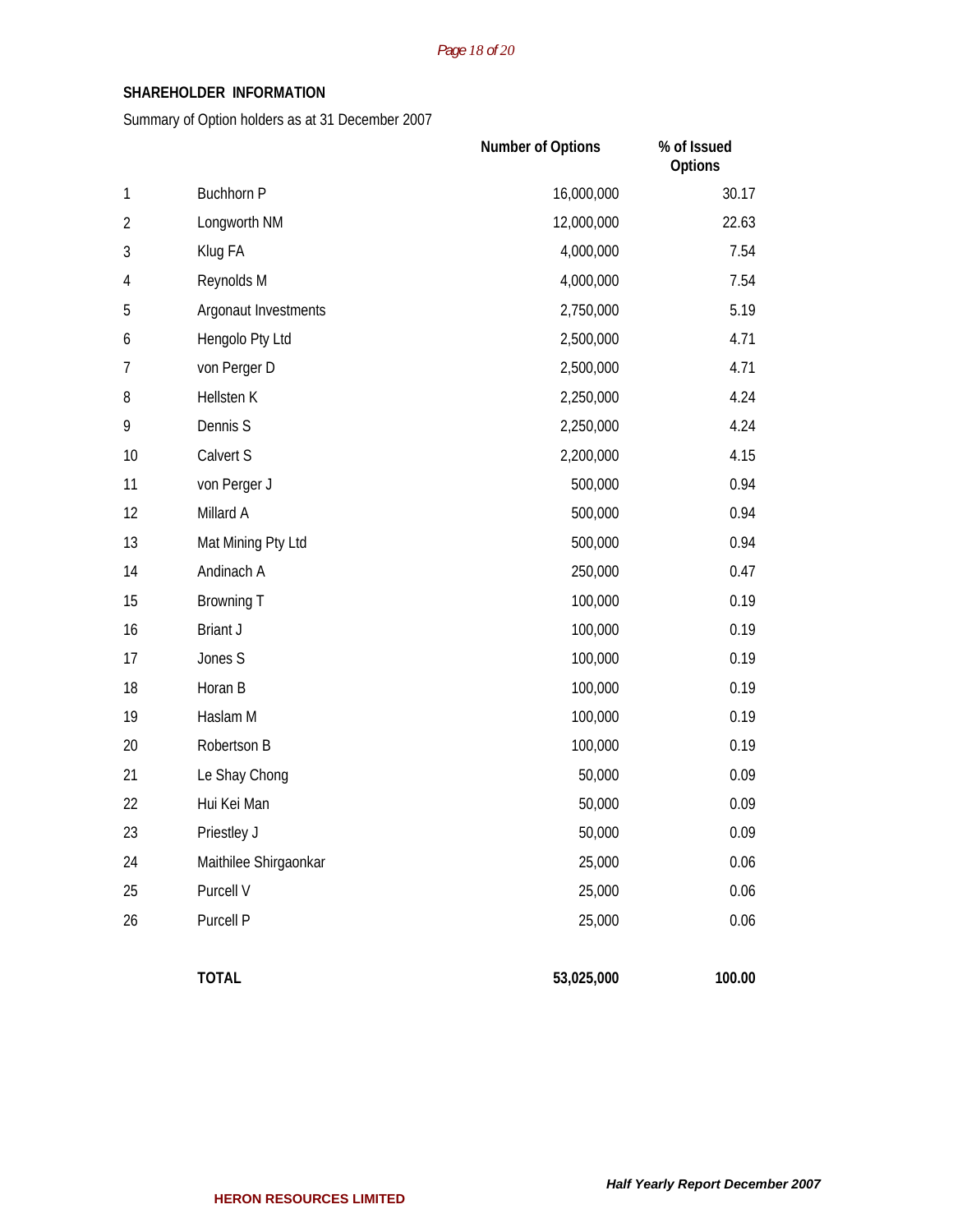## SHAREHOLDER INFORMATION

Summary of Option holders as at 31 December 2007

| | | Number of Options | % of Issued Options |
|---|---|---|---|
| 1 | Buchhorn P | 16,000,000 | 30.17 |
| 2 | Longworth NM | 12,000,000 | 22.63 |
| 3 | Klug FA | 4,000,000 | 7.54 |
| 4 | Reynolds M | 4,000,000 | 7.54 |
| 5 | Argonaut Investments | 2,750,000 | 5.19 |
| 6 | Hengolo Pty Ltd | 2,500,000 | 4.71 |
| 7 | von Perger D | 2,500,000 | 4.71 |
| 8 | Hellsten K | 2,250,000 | 4.24 |
| 9 | Dennis S | 2,250,000 | 4.24 |
| 10 | Calvert S | 2,200,000 | 4.15 |
| 11 | von Perger J | 500,000 | 0.94 |
| 12 | Millard A | 500,000 | 0.94 |
| 13 | Mat Mining Pty Ltd | 500,000 | 0.94 |
| 14 | Andinach A | 250,000 | 0.47 |
| 15 | Browning T | 100,000 | 0.19 |
| 16 | Briant J | 100,000 | 0.19 |
| 17 | Jones S | 100,000 | 0.19 |
| 18 | Horan B | 100,000 | 0.19 |
| 19 | Haslam M | 100,000 | 0.19 |
| 20 | Robertson B | 100,000 | 0.19 |
| 21 | Le Shay Chong | 50,000 | 0.09 |
| 22 | Hui Kei Man | 50,000 | 0.09 |
| 23 | Priestley J | 50,000 | 0.09 |
| 24 | Maithilee Shirgaonkar | 25,000 | 0.06 |
| 25 | Purcell V | 25,000 | 0.06 |
| 26 | Purcell P | 25,000 | 0.06 |
| | **TOTAL** | **53,025,000** | **100.00** |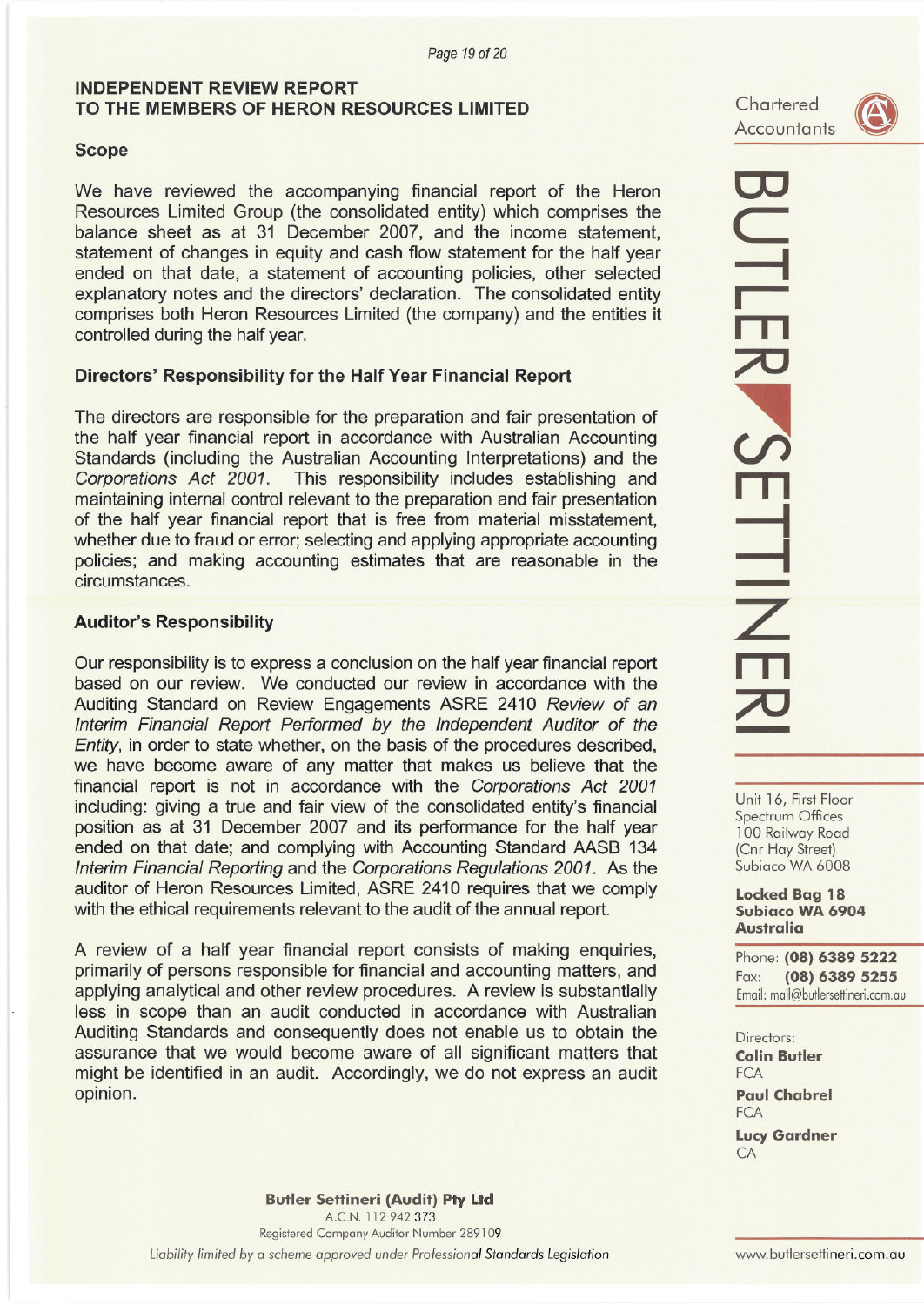## INDEPENDENT REVIEW REPORT
## TO THE MEMBERS OF HERON RESOURCES LIMITED

Chartered Accountants

**BUTLER SETTINERI**

### Scope

We have reviewed the accompanying financial report of the Heron Resources Limited Group (the consolidated entity) which comprises the balance sheet as at 31 December 2007, and the income statement, statement of changes in equity and cash flow statement for the half year ended on that date, a statement of accounting policies, other selected explanatory notes and the directors' declaration. The consolidated entity comprises both Heron Resources Limited (the company) and the entities it controlled during the half year.

### Directors' Responsibility for the Half Year Financial Report

The directors are responsible for the preparation and fair presentation of the half year financial report in accordance with Australian Accounting Standards (including the Australian Accounting Interpretations) and the *Corporations Act 2001*. This responsibility includes establishing and maintaining internal control relevant to the preparation and fair presentation of the half year financial report that is free from material misstatement, whether due to fraud or error; selecting and applying appropriate accounting policies; and making accounting estimates that are reasonable in the circumstances.

### Auditor's Responsibility

Our responsibility is to express a conclusion on the half year financial report based on our review. We conducted our review in accordance with the Auditing Standard on Review Engagements ASRE 2410 *Review of an Interim Financial Report Performed by the Independent Auditor of the Entity*, in order to state whether, on the basis of the procedures described, we have become aware of any matter that makes us believe that the financial report is not in accordance with the *Corporations Act 2001* including: giving a true and fair view of the consolidated entity's financial position as at 31 December 2007 and its performance for the half year ended on that date; and complying with Accounting Standard AASB 134 *Interim Financial Reporting* and the *Corporations Regulations 2001*. As the auditor of Heron Resources Limited, ASRE 2410 requires that we comply with the ethical requirements relevant to the audit of the annual report.

A review of a half year financial report consists of making enquiries, primarily of persons responsible for financial and accounting matters, and applying analytical and other review procedures. A review is substantially less in scope than an audit conducted in accordance with Australian Auditing Standards and consequently does not enable us to obtain the assurance that we would become aware of all significant matters that might be identified in an audit. Accordingly, we do not express an audit opinion.

Unit 16, First Floor
Spectrum Offices
100 Railway Road
(Cnr Hay Street)
Subiaco WA 6008

**Locked Bag 18**
**Subiaco WA 6904**
**Australia**

Phone: **(08) 6389 5222**
Fax: **(08) 6389 5255**
Email: mail@butlersettineri.com.au

Directors:
**Colin Butler**
FCA
**Paul Chabrel**
FCA
**Lucy Gardner**
CA

**Butler Settineri (Audit) Pty Ltd**
A.C.N. 112 942 373
Registered Company Auditor Number 289109
*Liability limited by a scheme approved under Professional Standards Legislation*

www.butlersettineri.com.au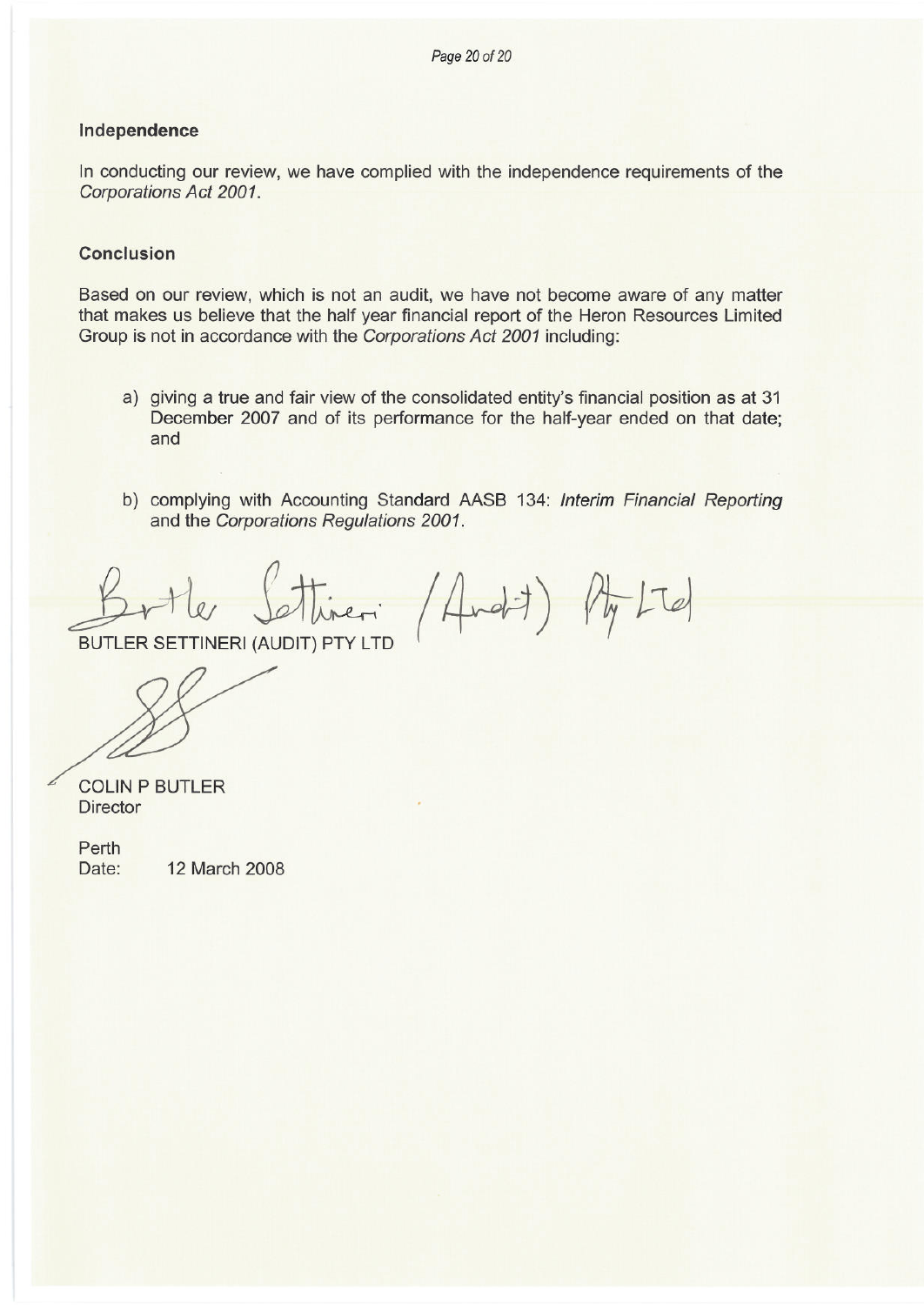## Independence

In conducting our review, we have complied with the independence requirements of the *Corporations Act 2001*.

## Conclusion

Based on our review, which is not an audit, we have not become aware of any matter that makes us believe that the half year financial report of the Heron Resources Limited Group is not in accordance with the *Corporations Act 2001* including:

a) giving a true and fair view of the consolidated entity's financial position as at 31 December 2007 and of its performance for the half-year ended on that date; and

b) complying with Accounting Standard AASB 134: *Interim Financial Reporting* and the *Corporations Regulations 2001*.

BUTLER SETTINERI (AUDIT) PTY LTD

COLIN P BUTLER
Director

Perth
Date: 12 March 2008